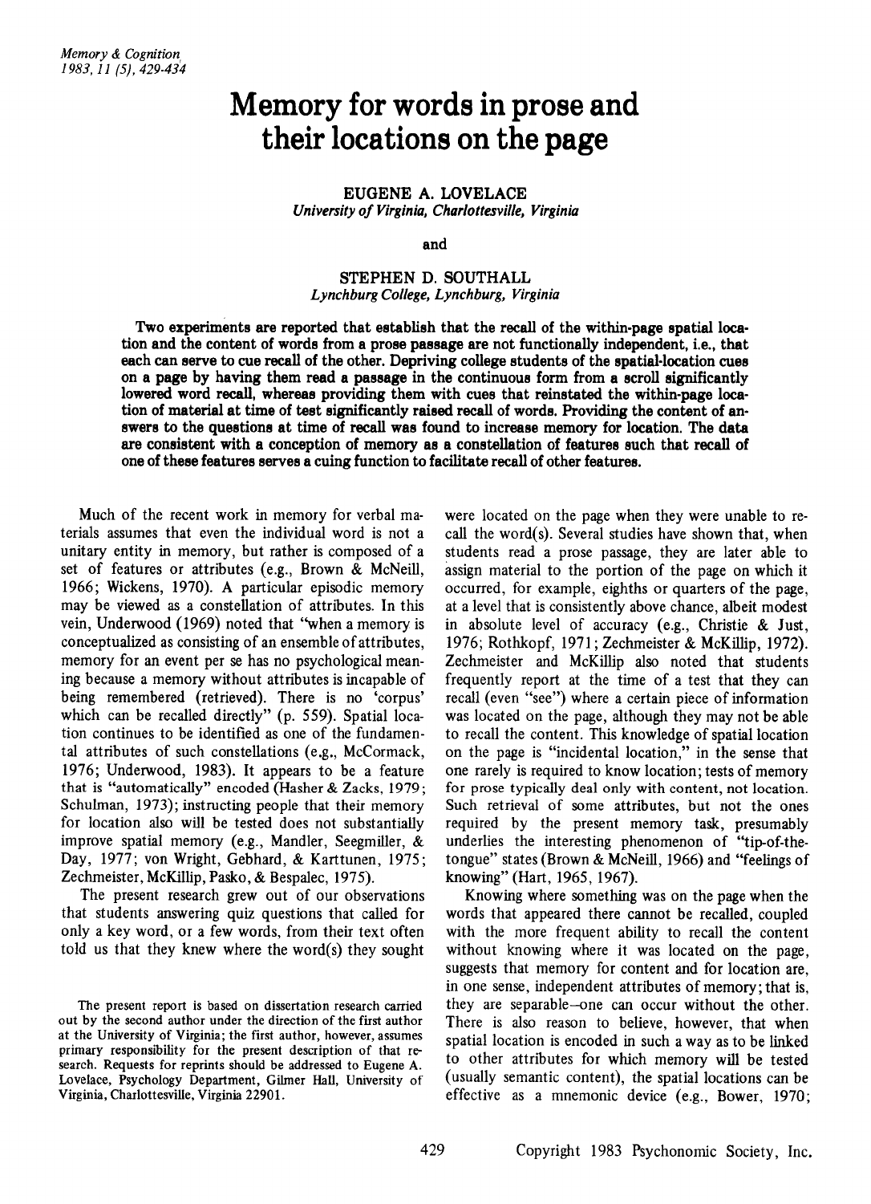# Memory for words in prose and their locations on the page

EUGENE A. LOVELACE
*University of Virginia, Charlottesville, Virginia*

and

STEPHEN D. SOUTHALL
*Lynchburg College, Lynchburg, Virginia*

**Two experiments are reported that establish that the recall of the within-page spatial location and the content of words from a prose passage are not functionally independent, i.e., that each can serve to cue recall of the other. Depriving college students of the spatial-location cues on a page by having them read a passage in the continuous form from a scroll significantly lowered word recall, whereas providing them with cues that reinstated the within-page location of material at time of test significantly raised recall of words. Providing the content of answers to the questions at time of recall was found to increase memory for location. The data are consistent with a conception of memory as a constellation of features such that recall of one of these features serves a cuing function to facilitate recall of other features.**

Much of the recent work in memory for verbal materials assumes that even the individual word is not a unitary entity in memory, but rather is composed of a set of features or attributes (e.g., Brown & McNeill, 1966; Wickens, 1970). A particular episodic memory may be viewed as a constellation of attributes. In this vein, Underwood (1969) noted that "when a memory is conceptualized as consisting of an ensemble of attributes, memory for an event per se has no psychological meaning because a memory without attributes is incapable of being remembered (retrieved). There is no 'corpus' which can be recalled directly" (p. 559). Spatial location continues to be identified as one of the fundamental attributes of such constellations (e.g., McCormack, 1976; Underwood, 1983). It appears to be a feature that is "automatically" encoded (Hasher & Zacks, 1979; Schulman, 1973); instructing people that their memory for location also will be tested does not substantially improve spatial memory (e.g., Mandler, Seegmiller, & Day, 1977; von Wright, Gebhard, & Karttunen, 1975; Zechmeister, McKillip, Pasko, & Bespalec, 1975).

The present research grew out of our observations that students answering quiz questions that called for only a key word, or a few words, from their text often told us that they knew where the word(s) they sought were located on the page when they were unable to recall the word(s). Several studies have shown that, when students read a prose passage, they are later able to assign material to the portion of the page on which it occurred, for example, eighths or quarters of the page, at a level that is consistently above chance, albeit modest in absolute level of accuracy (e.g., Christie & Just, 1976; Rothkopf, 1971; Zechmeister & McKillip, 1972). Zechmeister and McKillip also noted that students frequently report at the time of a test that they can recall (even "see") where a certain piece of information was located on the page, although they may not be able to recall the content. This knowledge of spatial location on the page is "incidental location," in the sense that one rarely is required to know location; tests of memory for prose typically deal only with content, not location. Such retrieval of some attributes, but not the ones required by the present memory task, presumably underlies the interesting phenomenon of "tip-of-the-tongue" states (Brown & McNeill, 1966) and "feelings of knowing" (Hart, 1965, 1967).

Knowing where something was on the page when the words that appeared there cannot be recalled, coupled with the more frequent ability to recall the content without knowing where it was located on the page, suggests that memory for content and for location are, in one sense, independent attributes of memory; that is, they are separable—one can occur without the other. There is also reason to believe, however, that when spatial location is encoded in such a way as to be linked to other attributes for which memory will be tested (usually semantic content), the spatial locations can be effective as a mnemonic device (e.g., Bower, 1970;

The present report is based on dissertation research carried out by the second author under the direction of the first author at the University of Virginia; the first author, however, assumes primary responsibility for the present description of that research. Requests for reprints should be addressed to Eugene A. Lovelace, Psychology Department, Gilmer Hall, University of Virginia, Charlottesville, Virginia 22901.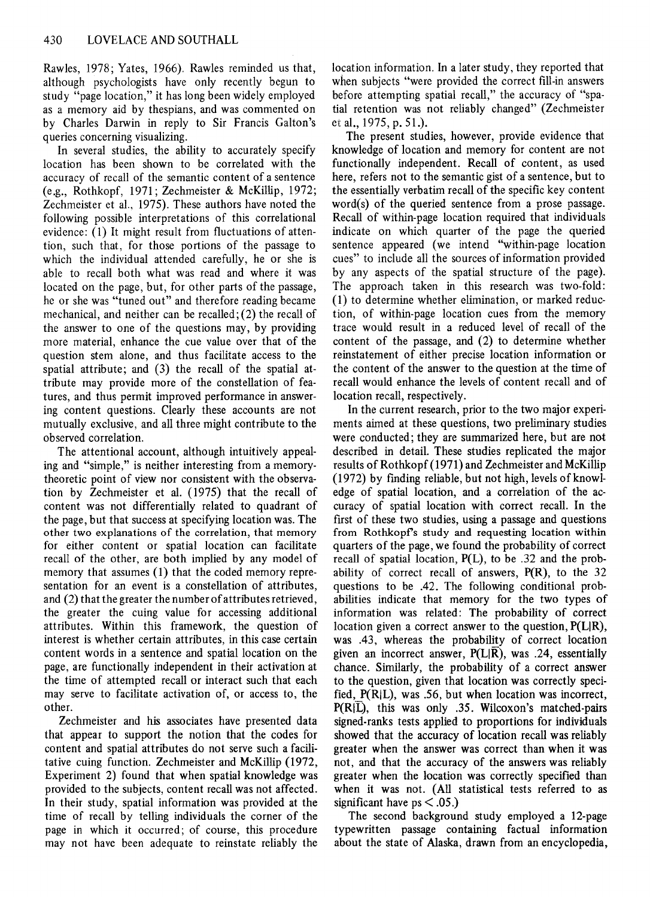Rawles, 1978; Yates, 1966). Rawles reminded us that, although psychologists have only recently begun to study "page location," it has long been widely employed as a memory aid by thespians, and was commented on by Charles Darwin in reply to Sir Francis Galton's queries concerning visualizing.

In several studies, the ability to accurately specify location has been shown to be correlated with the accuracy of recall of the semantic content of a sentence (e.g., Rothkopf, 1971; Zechmeister & McKillip, 1972; Zechmeister et al., 1975). These authors have noted the following possible interpretations of this correlational evidence: (1) It might result from fluctuations of attention, such that, for those portions of the passage to which the individual attended carefully, he or she is able to recall both what was read and where it was located on the page, but, for other parts of the passage, he or she was "tuned out" and therefore reading became mechanical, and neither can be recalled; (2) the recall of the answer to one of the questions may, by providing more material, enhance the cue value over that of the question stem alone, and thus facilitate access to the spatial attribute; and (3) the recall of the spatial attribute may provide more of the constellation of features, and thus permit improved performance in answering content questions. Clearly these accounts are not mutually exclusive, and all three might contribute to the observed correlation.

The attentional account, although intuitively appealing and "simple," is neither interesting from a memory-theoretic point of view nor consistent with the observation by Zechmeister et al. (1975) that the recall of content was not differentially related to quadrant of the page, but that success at specifying location was. The other two explanations of the correlation, that memory for either content or spatial location can facilitate recall of the other, are both implied by any model of memory that assumes (1) that the coded memory representation for an event is a constellation of attributes, and (2) that the greater the number of attributes retrieved, the greater the cuing value for accessing additional attributes. Within this framework, the question of interest is whether certain attributes, in this case certain content words in a sentence and spatial location on the page, are functionally independent in their activation at the time of attempted recall or interact such that each may serve to facilitate activation of, or access to, the other.

Zechmeister and his associates have presented data that appear to support the notion that the codes for content and spatial attributes do not serve such a facilitative cuing function. Zechmeister and McKillip (1972, Experiment 2) found that when spatial knowledge was provided to the subjects, content recall was not affected. In their study, spatial information was provided at the time of recall by telling individuals the corner of the page in which it occurred; of course, this procedure may not have been adequate to reinstate reliably the location information. In a later study, they reported that when subjects "were provided the correct fill-in answers before attempting spatial recall," the accuracy of "spatial retention was not reliably changed" (Zechmeister et al., 1975, p. 51.).

The present studies, however, provide evidence that knowledge of location and memory for content are not functionally independent. Recall of content, as used here, refers not to the semantic gist of a sentence, but to the essentially verbatim recall of the specific key content word(s) of the queried sentence from a prose passage. Recall of within-page location required that individuals indicate on which quarter of the page the queried sentence appeared (we intend "within-page location cues" to include all the sources of information provided by any aspects of the spatial structure of the page). The approach taken in this research was two-fold: (1) to determine whether elimination, or marked reduction, of within-page location cues from the memory trace would result in a reduced level of recall of the content of the passage, and (2) to determine whether reinstatement of either precise location information or the content of the answer to the question at the time of recall would enhance the levels of content recall and of location recall, respectively.

In the current research, prior to the two major experiments aimed at these questions, two preliminary studies were conducted; they are summarized here, but are not described in detail. These studies replicated the major results of Rothkopf (1971) and Zechmeister and McKillip (1972) by finding reliable, but not high, levels of knowledge of spatial location, and a correlation of the accuracy of spatial location with correct recall. In the first of these two studies, using a passage and questions from Rothkopf's study and requesting location within quarters of the page, we found the probability of correct recall of spatial location, P(L), to be .32 and the probability of correct recall of answers, P(R), to the 32 questions to be .42. The following conditional probabilities indicate that memory for the two types of information was related: The probability of correct location given a correct answer to the question, P(L|R), was .43, whereas the probability of correct location given an incorrect answer, $P(L|\bar{R})$, was .24, essentially chance. Similarly, the probability of a correct answer to the question, given that location was correctly specified, P(R|L), was .56, but when location was incorrect, $P(R|\bar{L})$, this was only .35. Wilcoxon's matched-pairs signed-ranks tests applied to proportions for individuals showed that the accuracy of location recall was reliably greater when the answer was correct than when it was not, and that the accuracy of the answers was reliably greater when the location was correctly specified than when it was not. (All statistical tests referred to as significant have $ps < .05$.)

The second background study employed a 12-page typewritten passage containing factual information about the state of Alaska, drawn from an encyclopedia,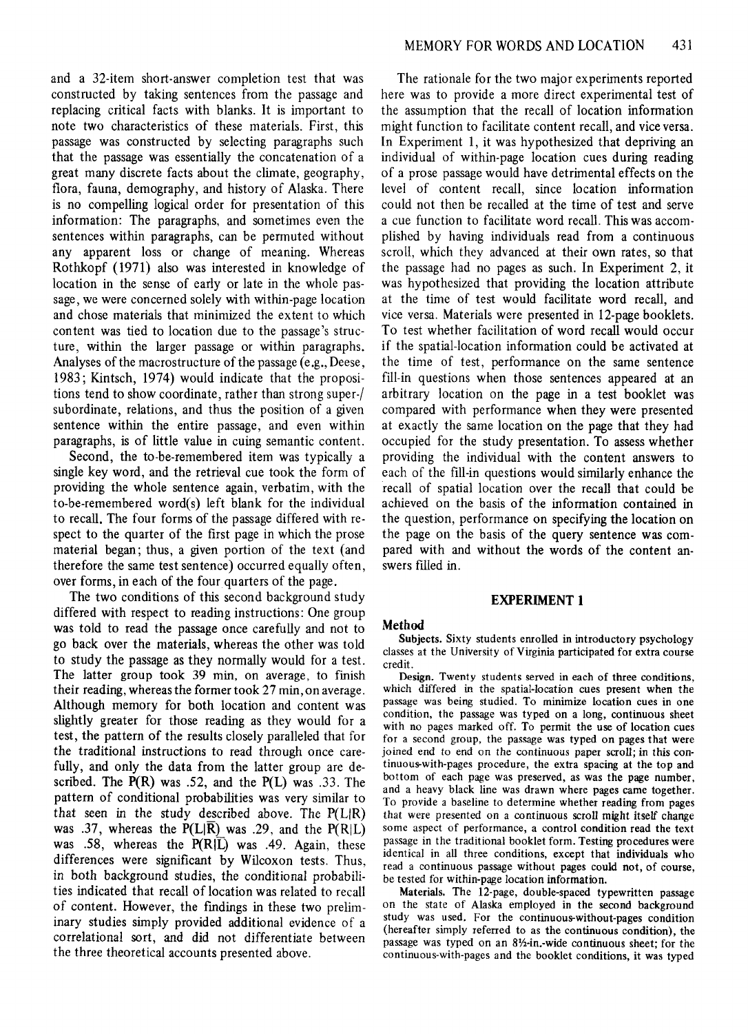and a 32-item short-answer completion test that was constructed by taking sentences from the passage and replacing critical facts with blanks. It is important to note two characteristics of these materials. First, this passage was constructed by selecting paragraphs such that the passage was essentially the concatenation of a great many discrete facts about the climate, geography, flora, fauna, demography, and history of Alaska. There is no compelling logical order for presentation of this information: The paragraphs, and sometimes even the sentences within paragraphs, can be permuted without any apparent loss or change of meaning. Whereas Rothkopf (1971) also was interested in knowledge of location in the sense of early or late in the whole passage, we were concerned solely with within-page location and chose materials that minimized the extent to which content was tied to location due to the passage's structure, within the larger passage or within paragraphs. Analyses of the macrostructure of the passage (e.g., Deese, 1983; Kintsch, 1974) would indicate that the propositions tend to show coordinate, rather than strong super-/subordinate, relations, and thus the position of a given sentence within the entire passage, and even within paragraphs, is of little value in cuing semantic content.

Second, the to-be-remembered item was typically a single key word, and the retrieval cue took the form of providing the whole sentence again, verbatim, with the to-be-remembered word(s) left blank for the individual to recall. The four forms of the passage differed with respect to the quarter of the first page in which the prose material began; thus, a given portion of the text (and therefore the same test sentence) occurred equally often, over forms, in each of the four quarters of the page.

The two conditions of this second background study differed with respect to reading instructions: One group was told to read the passage once carefully and not to go back over the materials, whereas the other was told to study the passage as they normally would for a test. The latter group took 39 min, on average, to finish their reading, whereas the former took 27 min, on average. Although memory for both location and content was slightly greater for those reading as they would for a test, the pattern of the results closely paralleled that for the traditional instructions to read through once carefully, and only the data from the latter group are described. The P(R) was .52, and the P(L) was .33. The pattern of conditional probabilities was very similar to that seen in the study described above. The $P(L|R)$ was .37, whereas the $P(L|\bar{R})$ was .29, and the $P(R|L)$ was .58, whereas the $P(R|\bar{L})$ was .49. Again, these differences were significant by Wilcoxon tests. Thus, in both background studies, the conditional probabilities indicated that recall of location was related to recall of content. However, the findings in these two preliminary studies simply provided additional evidence of a correlational sort, and did not differentiate between the three theoretical accounts presented above.

The rationale for the two major experiments reported here was to provide a more direct experimental test of the assumption that the recall of location information might function to facilitate content recall, and vice versa. In Experiment 1, it was hypothesized that depriving an individual of within-page location cues during reading of a prose passage would have detrimental effects on the level of content recall, since location information could not then be recalled at the time of test and serve a cue function to facilitate word recall. This was accomplished by having individuals read from a continuous scroll, which they advanced at their own rates, so that the passage had no pages as such. In Experiment 2, it was hypothesized that providing the location attribute at the time of test would facilitate word recall, and vice versa. Materials were presented in 12-page booklets. To test whether facilitation of word recall would occur if the spatial-location information could be activated at the time of test, performance on the same sentence fill-in questions when those sentences appeared at an arbitrary location on the page in a test booklet was compared with performance when they were presented at exactly the same location on the page that they had occupied for the study presentation. To assess whether providing the individual with the content answers to each of the fill-in questions would similarly enhance the recall of spatial location over the recall that could be achieved on the basis of the information contained in the question, performance on specifying the location on the page on the basis of the query sentence was compared with and without the words of the content answers filled in.

## EXPERIMENT 1

### Method

**Subjects.** Sixty students enrolled in introductory psychology classes at the University of Virginia participated for extra course credit.

**Design.** Twenty students served in each of three conditions, which differed in the spatial-location cues present when the passage was being studied. To minimize location cues in one condition, the passage was typed on a long, continuous sheet with no pages marked off. To permit the use of location cues for a second group, the passage was typed on pages that were joined end to end on the continuous paper scroll; in this continuous-with-pages procedure, the extra spacing at the top and bottom of each page was preserved, as was the page number, and a heavy black line was drawn where pages came together. To provide a baseline to determine whether reading from pages that were presented on a continuous scroll might itself change some aspect of performance, a control condition read the text passage in the traditional booklet form. Testing procedures were identical in all three conditions, except that individuals who read a continuous passage without pages could not, of course, be tested for within-page location information.

**Materials.** The 12-page, double-spaced typewritten passage on the state of Alaska employed in the second background study was used. For the continuous-without-pages condition (hereafter simply referred to as the continuous condition), the passage was typed on an 8½-in.-wide continuous sheet; for the continuous-with-pages and the booklet conditions, it was typed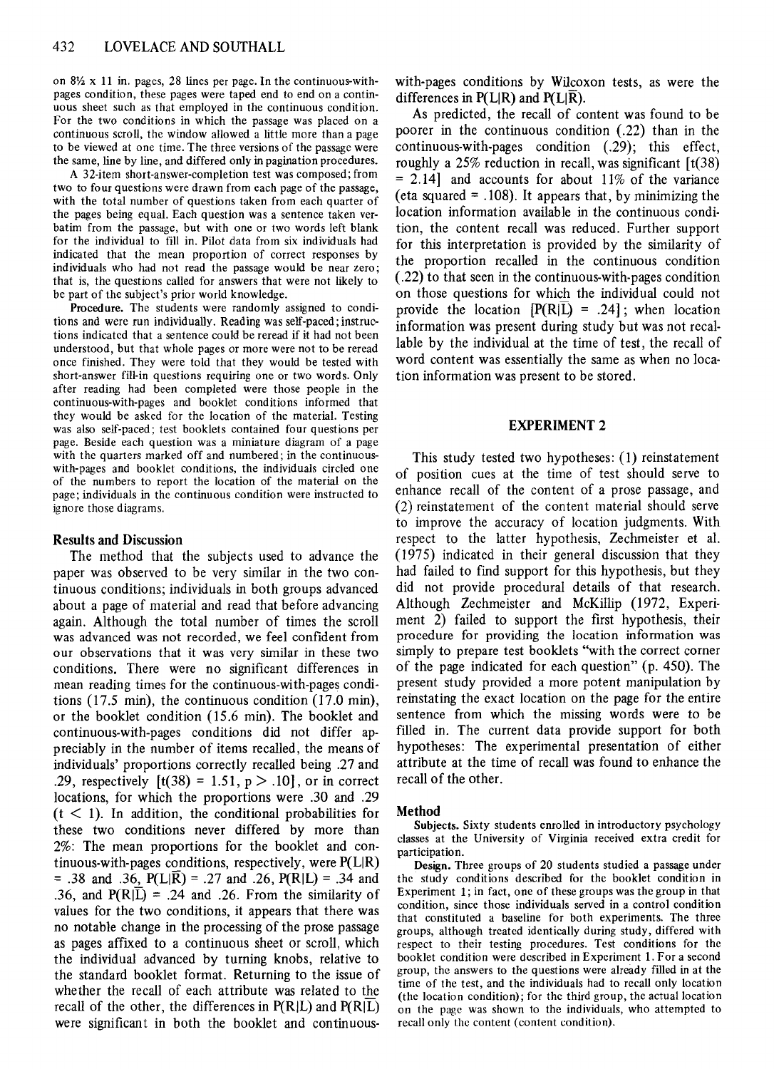on 8½ x 11 in. pages, 28 lines per page. In the continuous-with-pages condition, these pages were taped end to end on a continuous sheet such as that employed in the continuous condition. For the two conditions in which the passage was placed on a continuous scroll, the window allowed a little more than a page to be viewed at one time. The three versions of the passage were the same, line by line, and differed only in pagination procedures.

A 32-item short-answer-completion test was composed; from two to four questions were drawn from each page of the passage, with the total number of questions taken from each quarter of the pages being equal. Each question was a sentence taken verbatim from the passage, but with one or two words left blank for the individual to fill in. Pilot data from six individuals had indicated that the mean proportion of correct responses by individuals who had not read the passage would be near zero; that is, the questions called for answers that were not likely to be part of the subject's prior world knowledge.

**Procedure.** The students were randomly assigned to conditions and were run individually. Reading was self-paced; instructions indicated that a sentence could be reread if it had not been understood, but that whole pages or more were not to be reread once finished. They were told that they would be tested with short-answer fill-in questions requiring one or two words. Only after reading had been completed were those people in the continuous-with-pages and booklet conditions informed that they would be asked for the location of the material. Testing was also self-paced; test booklets contained four questions per page. Beside each question was a miniature diagram of a page with the quarters marked off and numbered; in the continuous-with-pages and booklet conditions, the individuals circled one of the numbers to report the location of the material on the page; individuals in the continuous condition were instructed to ignore those diagrams.

### Results and Discussion

The method that the subjects used to advance the paper was observed to be very similar in the two continuous conditions; individuals in both groups advanced about a page of material and read that before advancing again. Although the total number of times the scroll was advanced was not recorded, we feel confident from our observations that it was very similar in these two conditions. There were no significant differences in mean reading times for the continuous-with-pages conditions (17.5 min), the continuous condition (17.0 min), or the booklet condition (15.6 min). The booklet and continuous-with-pages conditions did not differ appreciably in the number of items recalled, the means of individuals' proportions correctly recalled being .27 and .29, respectively [$t(38) = 1.51$, $p > .10$], or in correct locations, for which the proportions were .30 and .29 ($t < 1$). In addition, the conditional probabilities for these two conditions never differed by more than 2%: The mean proportions for the booklet and continuous-with-pages conditions, respectively, were $P(L|R) = .38$ and .36, $P(L|\bar{R}) = .27$ and .26, $P(R|L) = .34$ and .36, and $P(R|\bar{L}) = .24$ and .26. From the similarity of values for the two conditions, it appears that there was no notable change in the processing of the prose passage as pages affixed to a continuous sheet or scroll, which the individual advanced by turning knobs, relative to the standard booklet format. Returning to the issue of whether the recall of each attribute was related to the recall of the other, the differences in $P(R|L)$ and $P(R|\bar{L})$ were significant in both the booklet and continuous-with-pages conditions by Wilcoxon tests, as were the differences in $P(L|R)$ and $P(L|\bar{R})$.

As predicted, the recall of content was found to be poorer in the continuous condition (.22) than in the continuous-with-pages condition (.29); this effect, roughly a 25% reduction in recall, was significant [$t(38) = 2.14$] and accounts for about 11% of the variance (eta squared = .108). It appears that, by minimizing the location information available in the continuous condition, the content recall was reduced. Further support for this interpretation is provided by the similarity of the proportion recalled in the continuous condition (.22) to that seen in the continuous-with-pages condition on those questions for which the individual could not provide the location [$P(R|\bar{L}) = .24$]; when location information was present during study but was not recallable by the individual at the time of test, the recall of word content was essentially the same as when no location information was present to be stored.

## EXPERIMENT 2

This study tested two hypotheses: (1) reinstatement of position cues at the time of test should serve to enhance recall of the content of a prose passage, and (2) reinstatement of the content material should serve to improve the accuracy of location judgments. With respect to the latter hypothesis, Zechmeister et al. (1975) indicated in their general discussion that they had failed to find support for this hypothesis, but they did not provide procedural details of that research. Although Zechmeister and McKillip (1972, Experiment 2) failed to support the first hypothesis, their procedure for providing the location information was simply to prepare test booklets "with the correct corner of the page indicated for each question" (p. 450). The present study provided a more potent manipulation by reinstating the exact location on the page for the entire sentence from which the missing words were to be filled in. The current data provide support for both hypotheses: The experimental presentation of either attribute at the time of recall was found to enhance the recall of the other.

### Method

**Subjects.** Sixty students enrolled in introductory psychology classes at the University of Virginia received extra credit for participation.

**Design.** Three groups of 20 students studied a passage under the study conditions described for the booklet condition in Experiment 1; in fact, one of these groups was the group in that condition, since those individuals served in a control condition that constituted a baseline for both experiments. The three groups, although treated identically during study, differed with respect to their testing procedures. Test conditions for the booklet condition were described in Experiment 1. For a second group, the answers to the questions were already filled in at the time of the test, and the individuals had to recall only location (the location condition); for the third group, the actual location on the page was shown to the individuals, who attempted to recall only the content (content condition).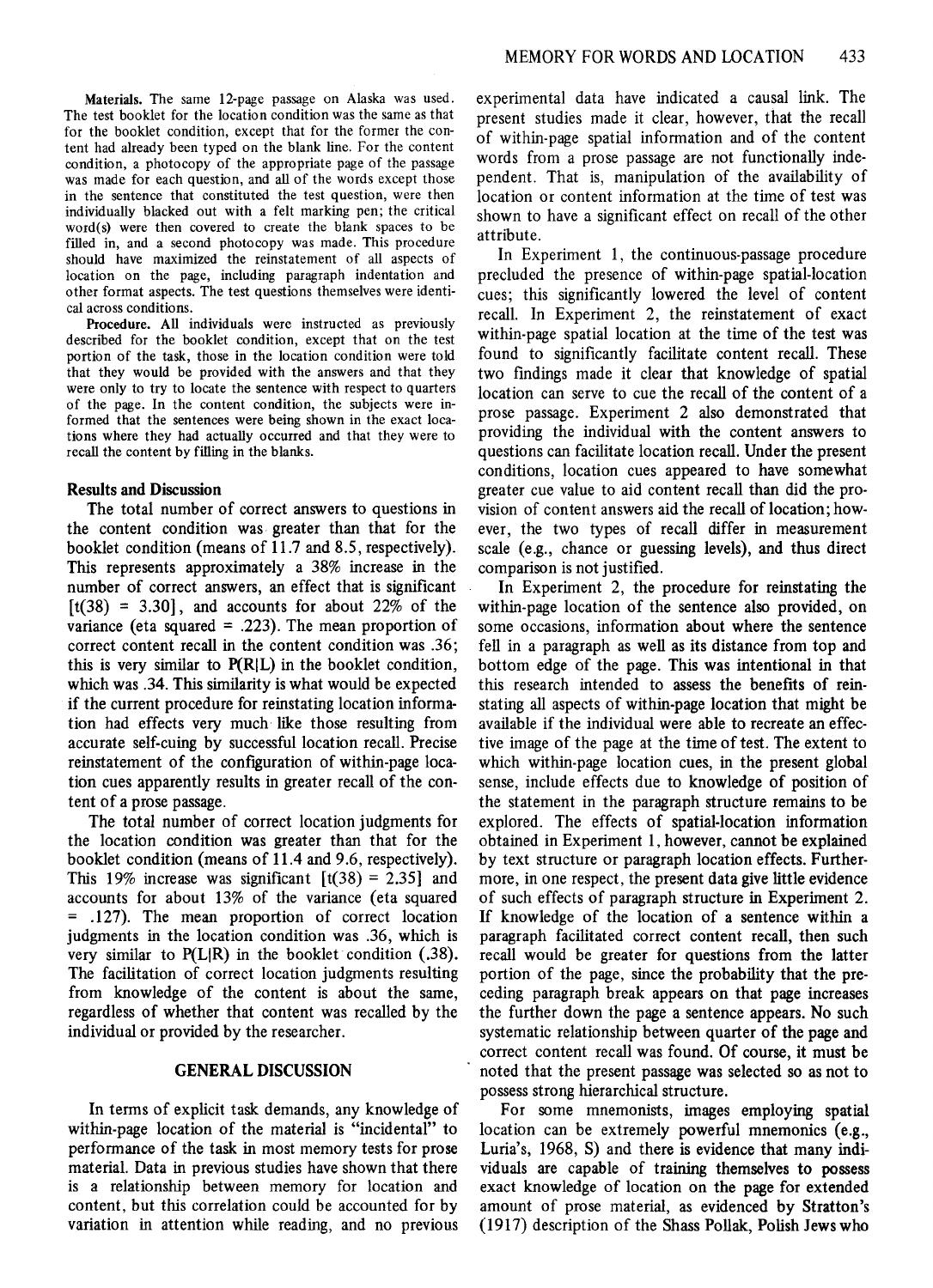**Materials.** The same 12-page passage on Alaska was used. The test booklet for the location condition was the same as that for the booklet condition, except that for the former the content had already been typed on the blank line. For the content condition, a photocopy of the appropriate page of the passage was made for each question, and all of the words except those in the sentence that constituted the test question, were then individually blacked out with a felt marking pen; the critical word(s) were then covered to create the blank spaces to be filled in, and a second photocopy was made. This procedure should have maximized the reinstatement of all aspects of location on the page, including paragraph indentation and other format aspects. The test questions themselves were identical across conditions.

**Procedure.** All individuals were instructed as previously described for the booklet condition, except that on the test portion of the task, those in the location condition were told that they would be provided with the answers and that they were only to try to locate the sentence with respect to quarters of the page. In the content condition, the subjects were informed that the sentences were being shown in the exact locations where they had actually occurred and that they were to recall the content by filling in the blanks.

### Results and Discussion

The total number of correct answers to questions in the content condition was greater than that for the booklet condition (means of 11.7 and 8.5, respectively). This represents approximately a 38% increase in the number of correct answers, an effect that is significant [$t(38) = 3.30$], and accounts for about 22% of the variance (eta squared = .223). The mean proportion of correct content recall in the content condition was .36; this is very similar to $P(R|L)$ in the booklet condition, which was .34. This similarity is what would be expected if the current procedure for reinstating location information had effects very much like those resulting from accurate self-cuing by successful location recall. Precise reinstatement of the configuration of within-page location cues apparently results in greater recall of the content of a prose passage.

The total number of correct location judgments for the location condition was greater than that for the booklet condition (means of 11.4 and 9.6, respectively). This 19% increase was significant [$t(38) = 2.35$] and accounts for about 13% of the variance (eta squared = .127). The mean proportion of correct location judgments in the location condition was .36, which is very similar to $P(L|R)$ in the booklet condition (.38). The facilitation of correct location judgments resulting from knowledge of the content is about the same, regardless of whether that content was recalled by the individual or provided by the researcher.

## GENERAL DISCUSSION

In terms of explicit task demands, any knowledge of within-page location of the material is "incidental" to performance of the task in most memory tests for prose material. Data in previous studies have shown that there is a relationship between memory for location and content, but this correlation could be accounted for by variation in attention while reading, and no previous experimental data have indicated a causal link. The present studies made it clear, however, that the recall of within-page spatial information and of the content words from a prose passage are not functionally independent. That is, manipulation of the availability of location or content information at the time of test was shown to have a significant effect on recall of the other attribute.

In Experiment 1, the continuous-passage procedure precluded the presence of within-page spatial-location cues; this significantly lowered the level of content recall. In Experiment 2, the reinstatement of exact within-page spatial location at the time of the test was found to significantly facilitate content recall. These two findings made it clear that knowledge of spatial location can serve to cue the recall of the content of a prose passage. Experiment 2 also demonstrated that providing the individual with the content answers to questions can facilitate location recall. Under the present conditions, location cues appeared to have somewhat greater cue value to aid content recall than did the provision of content answers aid the recall of location; however, the two types of recall differ in measurement scale (e.g., chance or guessing levels), and thus direct comparison is not justified.

In Experiment 2, the procedure for reinstating the within-page location of the sentence also provided, on some occasions, information about where the sentence fell in a paragraph as well as its distance from top and bottom edge of the page. This was intentional in that this research intended to assess the benefits of reinstating all aspects of within-page location that might be available if the individual were able to recreate an effective image of the page at the time of test. The extent to which within-page location cues, in the present global sense, include effects due to knowledge of position of the statement in the paragraph structure remains to be explored. The effects of spatial-location information obtained in Experiment 1, however, cannot be explained by text structure or paragraph location effects. Furthermore, in one respect, the present data give little evidence of such effects of paragraph structure in Experiment 2. If knowledge of the location of a sentence within a paragraph facilitated correct content recall, then such recall would be greater for questions from the latter portion of the page, since the probability that the preceding paragraph break appears on that page increases the further down the page a sentence appears. No such systematic relationship between quarter of the page and correct content recall was found. Of course, it must be noted that the present passage was selected so as not to possess strong hierarchical structure.

For some mnemonists, images employing spatial location can be extremely powerful mnemonics (e.g., Luria's, 1968, S) and there is evidence that many individuals are capable of training themselves to possess exact knowledge of location on the page for extended amount of prose material, as evidenced by Stratton's (1917) description of the Shass Pollak, Polish Jews who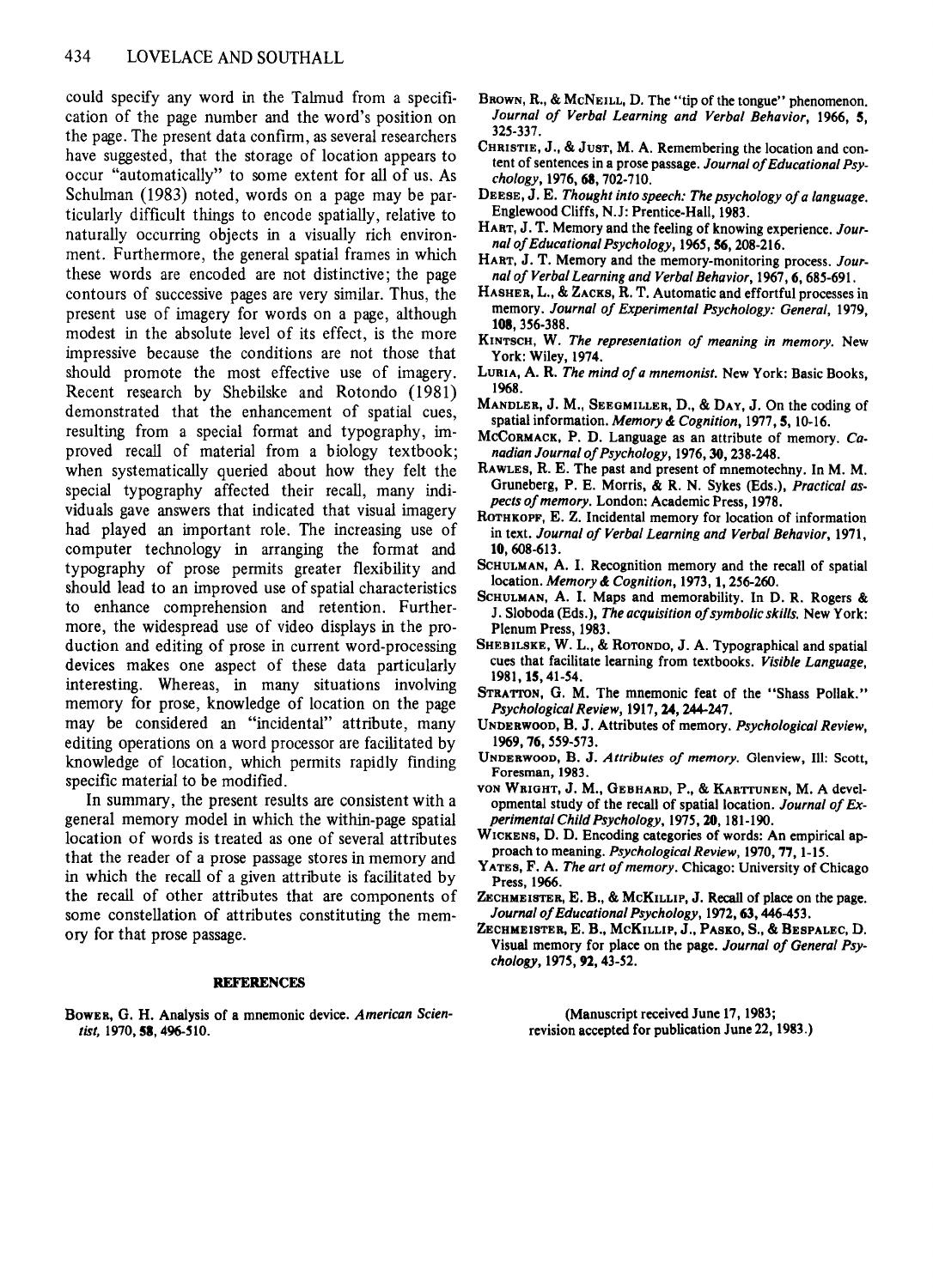could specify any word in the Talmud from a specification of the page number and the word's position on the page. The present data confirm, as several researchers have suggested, that the storage of location appears to occur "automatically" to some extent for all of us. As Schulman (1983) noted, words on a page may be particularly difficult things to encode spatially, relative to naturally occurring objects in a visually rich environment. Furthermore, the general spatial frames in which these words are encoded are not distinctive; the page contours of successive pages are very similar. Thus, the present use of imagery for words on a page, although modest in the absolute level of its effect, is the more impressive because the conditions are not those that should promote the most effective use of imagery. Recent research by Shebilske and Rotondo (1981) demonstrated that the enhancement of spatial cues, resulting from a special format and typography, improved recall of material from a biology textbook; when systematically queried about how they felt the special typography affected their recall, many individuals gave answers that indicated that visual imagery had played an important role. The increasing use of computer technology in arranging the format and typography of prose permits greater flexibility and should lead to an improved use of spatial characteristics to enhance comprehension and retention. Furthermore, the widespread use of video displays in the production and editing of prose in current word-processing devices makes one aspect of these data particularly interesting. Whereas, in many situations involving memory for prose, knowledge of location on the page may be considered an "incidental" attribute, many editing operations on a word processor are facilitated by knowledge of location, which permits rapidly finding specific material to be modified.

In summary, the present results are consistent with a general memory model in which the within-page spatial location of words is treated as one of several attributes that the reader of a prose passage stores in memory and in which the recall of a given attribute is facilitated by the recall of other attributes that are components of some constellation of attributes constituting the memory for that prose passage.

## REFERENCES

Bower, G. H. Analysis of a mnemonic device. *American Scientist*, 1970, **58**, 496-510.

Brown, R., & McNeill, D. The "tip of the tongue" phenomenon. *Journal of Verbal Learning and Verbal Behavior*, 1966, **5**, 325-337.

Christie, J., & Just, M. A. Remembering the location and content of sentences in a prose passage. *Journal of Educational Psychology*, 1976, **68**, 702-710.

Deese, J. E. *Thought into speech: The psychology of a language*. Englewood Cliffs, N.J: Prentice-Hall, 1983.

Hart, J. T. Memory and the feeling of knowing experience. *Journal of Educational Psychology*, 1965, **56**, 208-216.

Hart, J. T. Memory and the memory-monitoring process. *Journal of Verbal Learning and Verbal Behavior*, 1967, **6**, 685-691.

Hasher, L., & Zacks, R. T. Automatic and effortful processes in memory. *Journal of Experimental Psychology: General*, 1979, **108**, 356-388.

Kintsch, W. *The representation of meaning in memory*. New York: Wiley, 1974.

Luria, A. R. *The mind of a mnemonist*. New York: Basic Books, 1968.

Mandler, J. M., Seegmiller, D., & Day, J. On the coding of spatial information. *Memory & Cognition*, 1977, **5**, 10-16.

McCormack, P. D. Language as an attribute of memory. *Canadian Journal of Psychology*, 1976, **30**, 238-248.

Rawles, R. E. The past and present of mnemotechny. In M. M. Gruneberg, P. E. Morris, & R. N. Sykes (Eds.), *Practical aspects of memory*. London: Academic Press, 1978.

Rothkopf, E. Z. Incidental memory for location of information in text. *Journal of Verbal Learning and Verbal Behavior*, 1971, **10**, 608-613.

Schulman, A. I. Recognition memory and the recall of spatial location. *Memory & Cognition*, 1973, **1**, 256-260.

Schulman, A. I. Maps and memorability. In D. R. Rogers & J. Sloboda (Eds.), *The acquisition of symbolic skills*. New York: Plenum Press, 1983.

Shebilske, W. L., & Rotondo, J. A. Typographical and spatial cues that facilitate learning from textbooks. *Visible Language*, 1981, **15**, 41-54.

Stratton, G. M. The mnemonic feat of the "Shass Pollak." *Psychological Review*, 1917, **24**, 244-247.

Underwood, B. J. Attributes of memory. *Psychological Review*, 1969, **76**, 559-573.

Underwood, B. J. *Attributes of memory*. Glenview, Ill: Scott, Foresman, 1983.

von Wright, J. M., Gebhard, P., & Karttunen, M. A developmental study of the recall of spatial location. *Journal of Experimental Child Psychology*, 1975, **20**, 181-190.

Wickens, D. D. Encoding categories of words: An empirical approach to meaning. *Psychological Review*, 1970, **77**, 1-15.

Yates, F. A. *The art of memory*. Chicago: University of Chicago Press, 1966.

Zechmeister, E. B., & McKillip, J. Recall of place on the page. *Journal of Educational Psychology*, 1972, **63**, 446-453.

Zechmeister, E. B., McKillip, J., Pasko, S., & Bespalec, D. Visual memory for place on the page. *Journal of General Psychology*, 1975, **92**, 43-52.

(Manuscript received June 17, 1983;
revision accepted for publication June 22, 1983.)